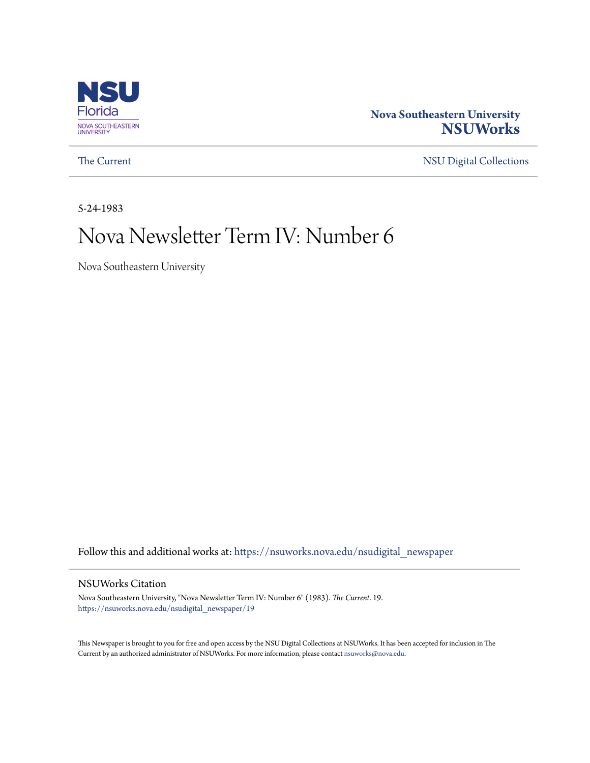Nova Southeastern University
**NSUWorks**

The Current

NSU Digital Collections

5-24-1983

# Nova Newsletter Term IV: Number 6

Nova Southeastern University

Follow this and additional works at: https://nsuworks.nova.edu/nsudigital_newspaper

## NSUWorks Citation

Nova Southeastern University, "Nova Newsletter Term IV: Number 6" (1983). *The Current*. 19.
https://nsuworks.nova.edu/nsudigital_newspaper/19

This Newspaper is brought to you for free and open access by the NSU Digital Collections at NSUWorks. It has been accepted for inclusion in The Current by an authorized administrator of NSUWorks. For more information, please contact nsuworks@nova.edu.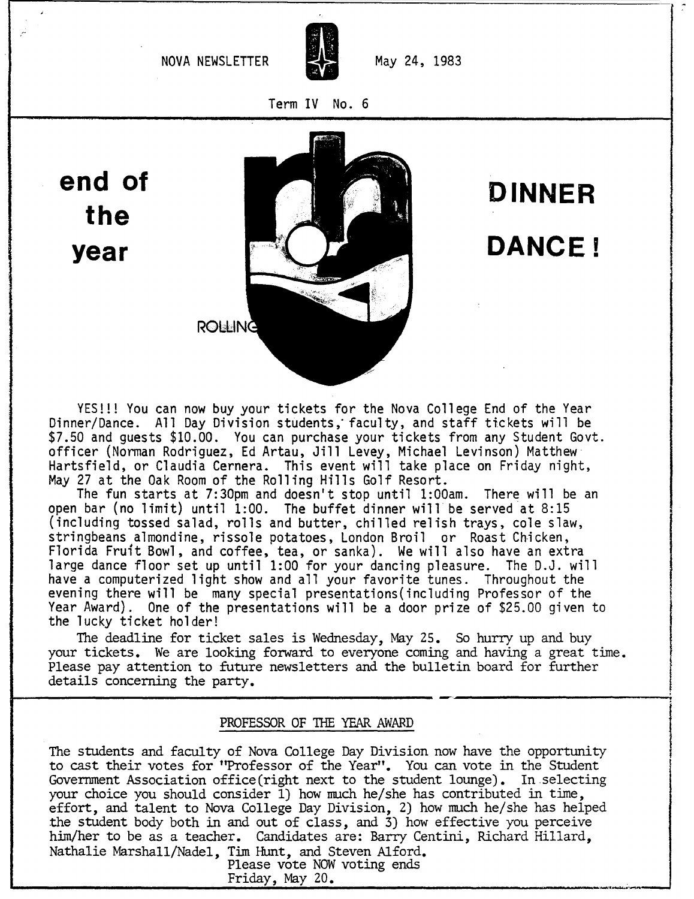NOVA NEWSLETTER May 24, 1983

Term IV No. 6

# end of the year DINNER DANCE!

ROLLING

YES!!! You can now buy your tickets for the Nova College End of the Year Dinner/Dance. All Day Division students, faculty, and staff tickets will be $7.50 and guests $10.00. You can purchase your tickets from any Student Govt. officer (Norman Rodriguez, Ed Artau, Jill Levey, Michael Levinson) Matthew Hartsfield, or Claudia Cernera. This event will take place on Friday night, May 27 at the Oak Room of the Rolling Hills Golf Resort.

The fun starts at 7:30pm and doesn't stop until 1:00am. There will be an open bar (no limit) until 1:00. The buffet dinner will be served at 8:15 (including tossed salad, rolls and butter, chilled relish trays, cole slaw, stringbeans almondine, rissole potatoes, London Broil or Roast Chicken, Florida Fruit Bowl, and coffee, tea, or sanka). We will also have an extra large dance floor set up until 1:00 for your dancing pleasure. The D.J. will have a computerized light show and all your favorite tunes. Throughout the evening there will be many special presentations(including Professor of the Year Award). One of the presentations will be a door prize of $25.00 given to the lucky ticket holder!

The deadline for ticket sales is Wednesday, May 25. So hurry up and buy your tickets. We are looking forward to everyone coming and having a great time. Please pay attention to future newsletters and the bulletin board for further details concerning the party.

## PROFESSOR OF THE YEAR AWARD

The students and faculty of Nova College Day Division now have the opportunity to cast their votes for "Professor of the Year". You can vote in the Student Government Association office(right next to the student lounge). In selecting your choice you should consider 1) how much he/she has contributed in time, effort, and talent to Nova College Day Division, 2) how much he/she has helped the student body both in and out of class, and 3) how effective you perceive him/her to be as a teacher. Candidates are: Barry Centini, Richard Hillard, Nathalie Marshall/Nadel, Tim Hunt, and Steven Alford.

Please vote NOW voting ends Friday, May 20.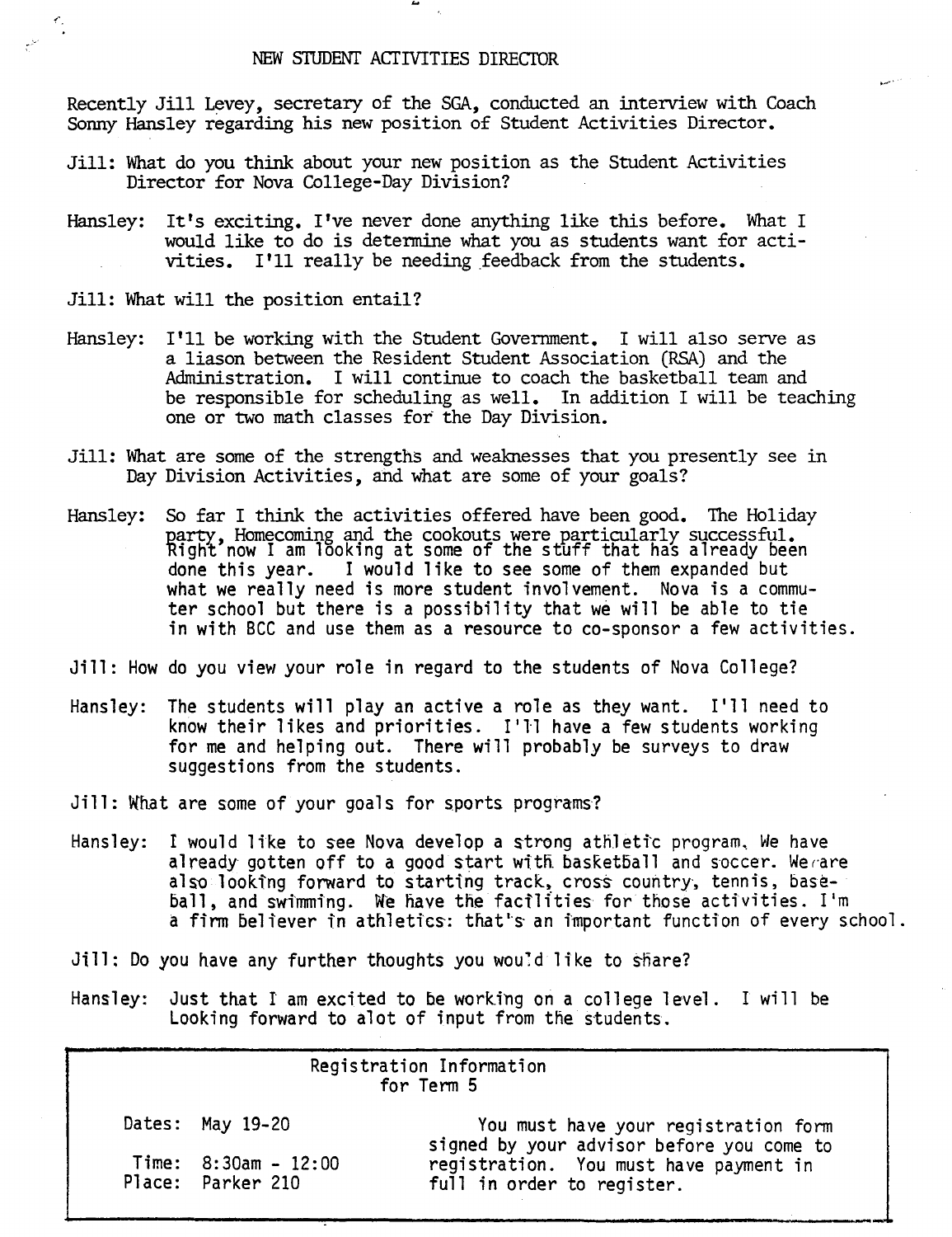# NEW STUDENT ACTIVITIES DIRECTOR

Recently Jill Levey, secretary of the SGA, conducted an interview with Coach Sonny Hansley regarding his new position of Student Activities Director.

Jill: What do you think about your new position as the Student Activities Director for Nova College-Day Division?

Hansley: It's exciting. I've never done anything like this before. What I would like to do is determine what you as students want for activities. I'll really be needing feedback from the students.

Jill: What will the position entail?

Hansley: I'll be working with the Student Government. I will also serve as a liason between the Resident Student Association (RSA) and the Administration. I will continue to coach the basketball team and be responsible for scheduling as well. In addition I will be teaching one or two math classes for the Day Division.

Jill: What are some of the strengths and weaknesses that you presently see in Day Division Activities, and what are some of your goals?

Hansley: So far I think the activities offered have been good. The Holiday party, Homecoming and the cookouts were particularly successful. Right now I am looking at some of the stuff that has already been done this year. I would like to see some of them expanded but what we really need is more student involvement. Nova is a commuter school but there is a possibility that we will be able to tie in with BCC and use them as a resource to co-sponsor a few activities.

Jill: How do you view your role in regard to the students of Nova College?

Hansley: The students will play an active a role as they want. I'll need to know their likes and priorities. I'll have a few students working for me and helping out. There will probably be surveys to draw suggestions from the students.

Jill: What are some of your goals for sports programs?

Hansley: I would like to see Nova develop a strong athletic program. We have already gotten off to a good start with basketball and soccer. We are also looking forward to starting track, cross country, tennis, baseball, and swimming. We have the facilities for those activities. I'm a firm believer in athletics: that's an important function of every school.

Jill: Do you have any further thoughts you would like to share?

Hansley: Just that I am excited to be working on a college level. I will be Looking forward to alot of input from the students.

---

**Registration Information for Term 5**

Dates: May 19-20

Time: 8:30am - 12:00

Place: Parker 210

You must have your registration form signed by your advisor before you come to registration. You must have payment in full in order to register.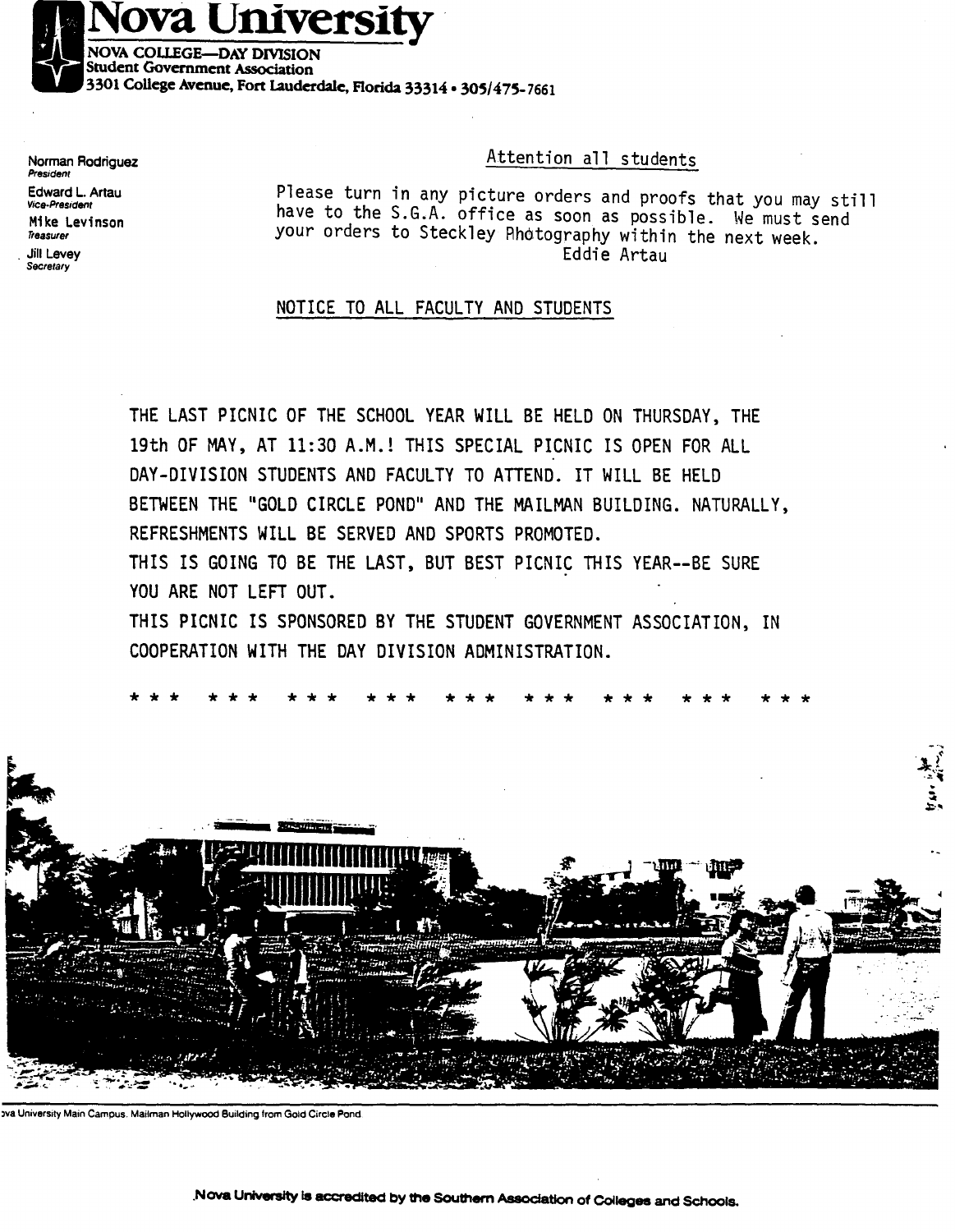# Nova University

NOVA COLLEGE—DAY DIVISION
Student Government Association
3301 College Avenue, Fort Lauderdale, Florida 33314 • 305/475-7661

Norman Rodriguez
*President*

Edward L. Artau
*Vice-President*

Mike Levinson
*Treasurer*

Jill Levey
*Secretary*

## Attention all students

Please turn in any picture orders and proofs that you may still have to the S.G.A. office as soon as possible. We must send your orders to Steckley Photography within the next week.

Eddie Artau

## NOTICE TO ALL FACULTY AND STUDENTS

THE LAST PICNIC OF THE SCHOOL YEAR WILL BE HELD ON THURSDAY, THE 19th OF MAY, AT 11:30 A.M.! THIS SPECIAL PICNIC IS OPEN FOR ALL DAY-DIVISION STUDENTS AND FACULTY TO ATTEND. IT WILL BE HELD BETWEEN THE "GOLD CIRCLE POND" AND THE MAILMAN BUILDING. NATURALLY, REFRESHMENTS WILL BE SERVED AND SPORTS PROMOTED.

THIS IS GOING TO BE THE LAST, BUT BEST PICNIC THIS YEAR--BE SURE YOU ARE NOT LEFT OUT.

THIS PICNIC IS SPONSORED BY THE STUDENT GOVERNMENT ASSOCIATION, IN COOPERATION WITH THE DAY DIVISION ADMINISTRATION.

\* \* \*   \* \* \*   \* \* \*   \* \* \*   \* \* \*   \* \* \*   \* \* \*   \* \* \*   \* \* \*

ova University Main Campus. Mailman Hollywood Building from Gold Circle Pond

Nova University is accredited by the Southern Association of Colleges and Schools.